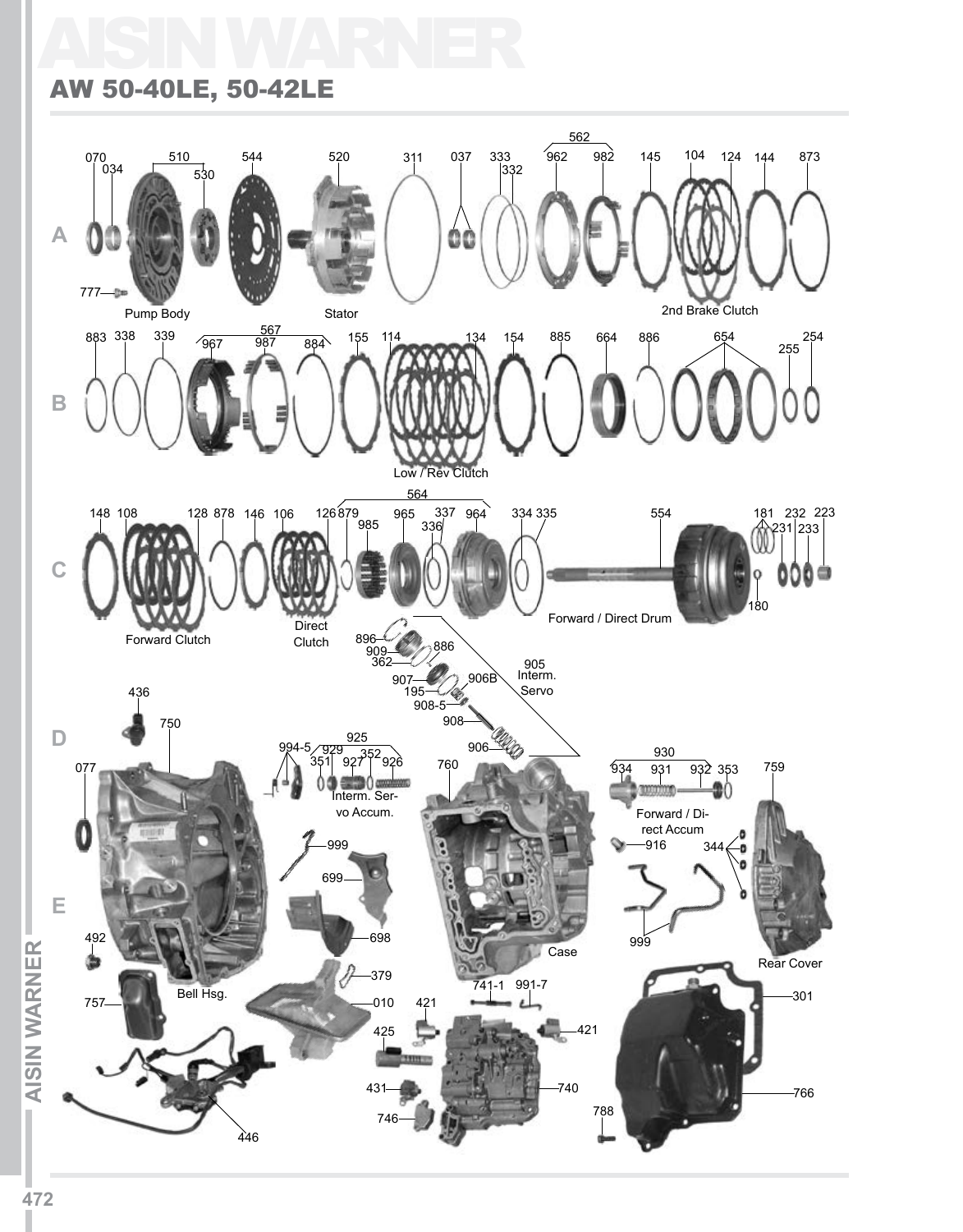# AISIN WARNER

## AW 50-40LE, 50-42LE

**A**

070, 034, 510, 530, 544, 520, 311, 037, 333, 332, 562, 962, 982, 145, 104, 124, 144, 873, 777

Pump Body

Stator

2nd Brake Clutch

**B**

883, 338, 339, 567, 967, 987, 884, 155, 114, 134, 154, 885, 664, 886, 654, 255, 254

Low / Rev Clutch

**C**

148, 108, 128, 878, 146, 106, 126, 564, 879, 985, 965, 337, 336, 964, 334, 335, 554, 181, 231, 232, 233, 223, 180

Forward Clutch

Direct Clutch

Forward / Direct Drum

896, 909, 362, 886, 907, 195, 906B, 908-5, 908, 906

905 Interm. Servo

**D**

436, 750, 077, 994-5, 925, 929, 351, 927, 352, 926, 760, 930, 934, 931, 932, 353, 759

Interm. Servo Accum.

Forward / Direct Accum

916, 344

**E**

999, 699, 698, 379, 010, 492, 757, 446, 741-1, 991-7, 421, 425, 431, 746, 740, 788, 301, 766

Bell Hsg.

Case

Rear Cover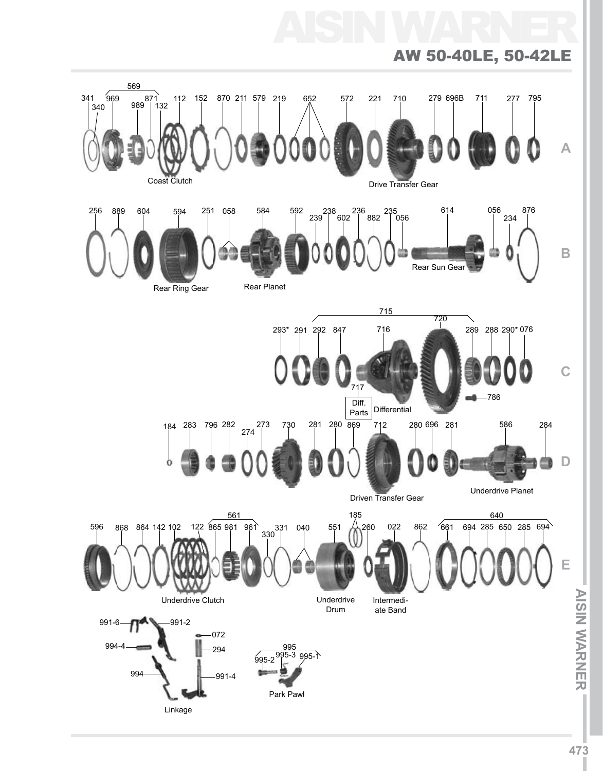# AISIN WARNER

## AW 50-40LE, 50-42LE

**A**

341 340 569 969 989 871 132 112 152 870 211 579 219 652 572 221 710 279 696B 711 277 795

Coast Clutch

Drive Transfer Gear

**B**

256 889 604 594 251 058 584 592 238 239 602 236 882 235 056 614 056 234 876

Rear Ring Gear

Rear Planet

Rear Sun Gear

**C**

715 720 293* 291 292 847 716 289 288 290* 076 717 786

Diff. Parts

Differential

**D**

184 283 796 282 274 273 730 281 280 869 712 280 696 281 586 284

Driven Transfer Gear

Underdrive Planet

**E**

561 185 640 596 868 864 142 102 122 865 981 961 330 331 040 551 260 022 862 661 694 285 650 285 694

Underdrive Clutch

Underdrive Drum

Intermediate Band

991-6 991-2 072 994-4 294 994 991-4

Linkage

995 995-2 995-3 995-1

Park Pawl

AISIN WARNER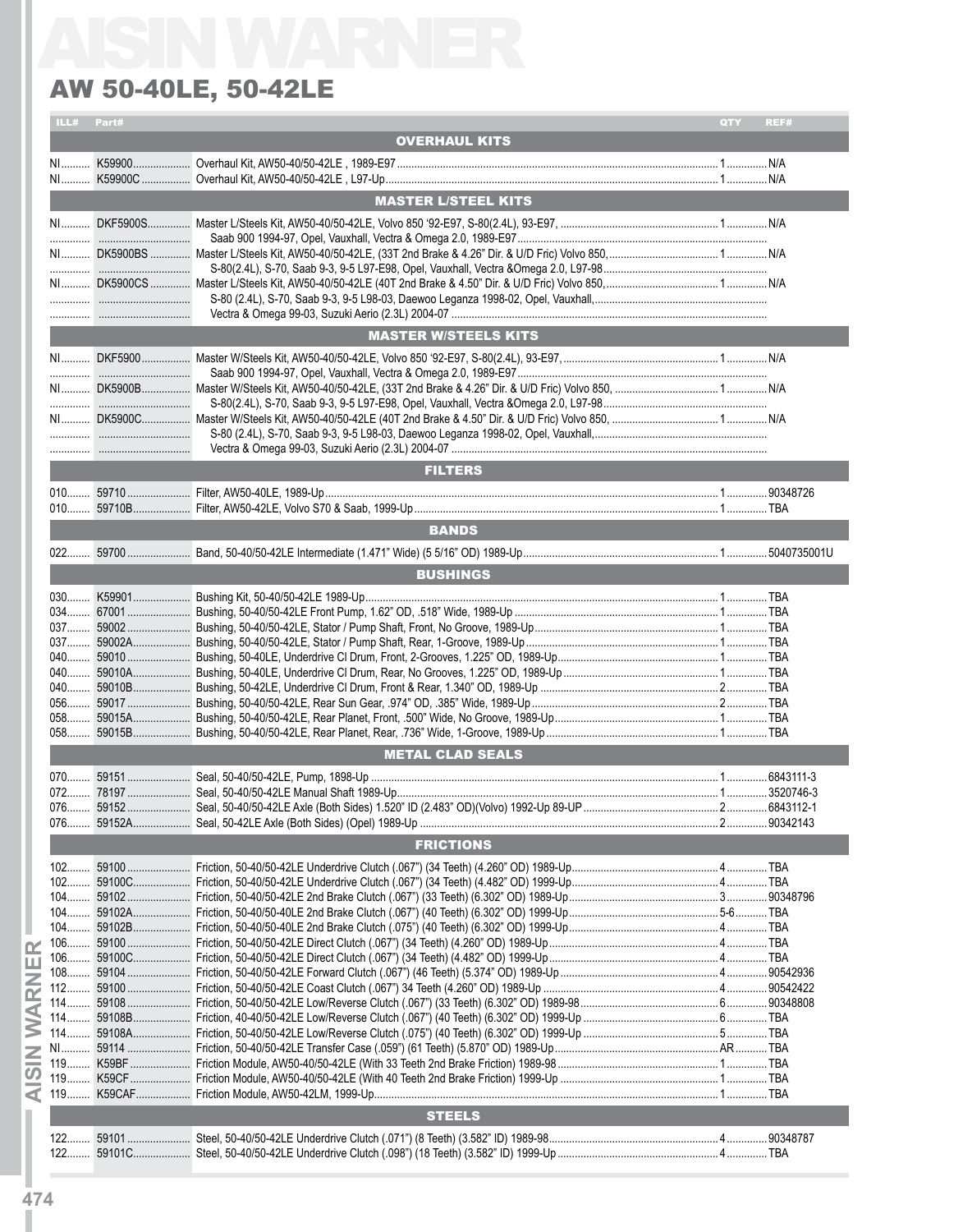# AW 50-40LE, 50-42LE

| ILL# | Part# | Description | QTY | REF# |
|---|---|---|---|---|
| | | **OVERHAUL KITS** | | |
| NI | K59900 | Overhaul Kit, AW50-40/50-42LE , 1989-E97 | 1 | N/A |
| NI | K59900C | Overhaul Kit, AW50-40/50-42LE , L97-Up | 1 | N/A |
| | | **MASTER L/STEEL KITS** | | |
| NI | DKF5900S | Master L/Steels Kit, AW50-40/50-42LE, Volvo 850 '92-E97, S-80(2.4L), 93-E97, | 1 | N/A |
| | | Saab 900 1994-97, Opel, Vauxhall, Vectra & Omega 2.0, 1989-E97 | | |
| NI | DK5900BS | Master L/Steels Kit, AW50-40/50-42LE, (33T 2nd Brake & 4.26" Dir. & U/D Fric) Volvo 850, | 1 | N/A |
| | | S-80(2.4L), S-70, Saab 9-3, 9-5 L97-E98, Opel, Vauxhall, Vectra &Omega 2.0, L97-98 | | |
| NI | DK5900CS | Master L/Steels Kit, AW50-40/50-42LE (40T 2nd Brake & 4.50" Dir. & U/D Fric) Volvo 850, | 1 | N/A |
| | | S-80 (2.4L), S-70, Saab 9-3, 9-5 L98-03, Daewoo Leganza 1998-02, Opel, Vauxhall, | | |
| | | Vectra & Omega 99-03, Suzuki Aerio (2.3L) 2004-07 | | |
| | | **MASTER W/STEELS KITS** | | |
| NI | DKF5900 | Master W/Steels Kit, AW50-40/50-42LE, Volvo 850 '92-E97, S-80(2.4L), 93-E97, | 1 | N/A |
| | | Saab 900 1994-97, Opel, Vauxhall, Vectra & Omega 2.0, 1989-E97 | | |
| NI | DK5900B | Master W/Steels Kit, AW50-40/50-42LE, (33T 2nd Brake & 4.26" Dir. & U/D Fric) Volvo 850, | 1 | N/A |
| | | S-80(2.4L), S-70, Saab 9-3, 9-5 L97-E98, Opel, Vauxhall, Vectra &Omega 2.0, L97-98 | | |
| NI | DK5900C | Master W/Steels Kit, AW50-40/50-42LE (40T 2nd Brake & 4.50" Dir. & U/D Fric) Volvo 850, | 1 | N/A |
| | | S-80 (2.4L), S-70, Saab 9-3, 9-5 L98-03, Daewoo Leganza 1998-02, Opel, Vauxhall, | | |
| | | Vectra & Omega 99-03, Suzuki Aerio (2.3L) 2004-07 | | |
| | | **FILTERS** | | |
| 010 | 59710 | Filter, AW50-40LE, 1989-Up | 1 | 90348726 |
| 010 | 59710B | Filter, AW50-42LE, Volvo S70 & Saab, 1999-Up | 1 | TBA |
| | | **BANDS** | | |
| 022 | 59700 | Band, 50-40/50-42LE Intermediate (1.471" Wide) (5 5/16" OD) 1989-Up | 1 | 5040735001U |
| | | **BUSHINGS** | | |
| 030 | K59901 | Bushing Kit, 50-40/50-42LE 1989-Up | 1 | TBA |
| 034 | 67001 | Bushing, 50-40/50-42LE Front Pump, 1.62" OD, .518" Wide, 1989-Up | 1 | TBA |
| 037 | 59002 | Bushing, 50-40/50-42LE, Stator / Pump Shaft, Front, No Groove, 1989-Up | 1 | TBA |
| 037 | 59002A | Bushing, 50-40/50-42LE, Stator / Pump Shaft, Rear, 1-Groove, 1989-Up | 1 | TBA |
| 040 | 59010 | Bushing, 50-40LE, Underdrive Cl Drum, Front, 2-Grooves, 1.225" OD, 1989-Up | 1 | TBA |
| 040 | 59010A | Bushing, 50-40LE, Underdrive Cl Drum, Rear, No Grooves, 1.225" OD, 1989-Up | 1 | TBA |
| 040 | 59010B | Bushing, 50-42LE, Underdrive Cl Drum, Front & Rear, 1.340" OD, 1989-Up | 2 | TBA |
| 056 | 59017 | Bushing, 50-40/50-42LE, Rear Sun Gear, .974" OD, .385" Wide, 1989-Up | 2 | TBA |
| 058 | 59015A | Bushing, 50-40/50-42LE, Rear Planet, Front, .500" Wide, No Groove, 1989-Up | 1 | TBA |
| 058 | 59015B | Bushing, 50-40/50-42LE, Rear Planet, Rear, .736" Wide, 1-Groove, 1989-Up | 1 | TBA |
| | | **METAL CLAD SEALS** | | |
| 070 | 59151 | Seal, 50-40/50-42LE, Pump, 1898-Up | 1 | 6843111-3 |
| 072 | 78197 | Seal, 50-40/50-42LE Manual Shaft 1989-Up | 1 | 3520746-3 |
| 076 | 59152 | Seal, 50-40/50-42LE Axle (Both Sides) 1.520" ID (2.483" OD)(Volvo) 1992-Up 89-UP | 2 | 6843112-1 |
| 076 | 59152A | Seal, 50-42LE Axle (Both Sides) (Opel) 1989 Up | 2 | 90342143 |
| | | **FRICTIONS** | | |
| 102 | 59100 | Friction, 50-40/50-42LE Underdrive Clutch (.067") (34 Teeth) (4.260" OD) 1989-Up | 4 | TBA |
| 102 | 59100C | Friction, 50-40/50-42LE Underdrive Clutch (.067") (34 Teeth) (4.482" OD) 1999-Up | 4 | TBA |
| 104 | 59102 | Friction, 50-40/50-42LE 2nd Brake Clutch (.067") (33 Teeth) (6.302" OD) 1989-Up | 3 | 90348796 |
| 104 | 59102A | Friction, 50-40/50-40LE 2nd Brake Clutch (.067") (40 Teeth) (6.302" OD) 1999-Up | 5-6 | TBA |
| 104 | 59102B | Friction, 50-40/50-40LE 2nd Brake Clutch (.075") (40 Teeth) (6.302" OD) 1999-Up | 4 | TBA |
| 106 | 59100 | Friction, 50-40/50-42LE Direct Clutch (.067") (34 Teeth) (4.260" OD) 1989-Up | 4 | TBA |
| 106 | 59100C | Friction, 50-40/50-42LE Direct Clutch (.067") (34 Teeth) (4.482" OD) 1999-Up | 4 | TBA |
| 108 | 59104 | Friction, 50-40/50-42LE Forward Clutch (.067") (46 Teeth) (5.374" OD) 1989-Up | 4 | 90542936 |
| 112 | 59100 | Friction, 50-40/50-42LE Coast Clutch (.067") 34 Teeth (4.260" OD) 1989-Up | 4 | 90542422 |
| 114 | 59108 | Friction, 50-40/50-42LE Low/Reverse Clutch (.067") (33 Teeth) (6.302" OD) 1989-98 | 6 | 90348808 |
| 114 | 59108B | Friction, 40-40/50-42LE Low/Reverse Clutch (.067") (40 Teeth) (6.302" OD) 1999-Up | 6 | TBA |
| 114 | 59108A | Friction, 50-40/50-42LE Low/Reverse Clutch (.075") (40 Teeth) (6.302" OD) 1999-Up | 5 | TBA |
| NI | 59114 | Friction, 50-40/50-42LE Transfer Case (.059") (61 Teeth) (5.870" OD) 1989-Up | AR | TBA |
| 119 | K59BF | Friction Module, AW50-40/50-42LE (With 33 Teeth 2nd Brake Friction) 1989-98 | 1 | TBA |
| 119 | K59CF | Friction Module, AW50-40/50-42LE (With 40 Teeth 2nd Brake Friction) 1999-Up | 1 | TBA |
| 119 | K59CAF | Friction Module, AW50-42LM, 1999-Up | 1 | TBA |
| | | **STEELS** | | |
| 122 | 59101 | Steel, 50-40/50-42LE Underdrive Clutch (.071") (8 Teeth) (3.582" ID) 1989-98 | 4 | 90348787 |
| 122 | 59101C | Steel, 50-40/50-42LE Underdrive Clutch (.098") (18 Teeth) (3.582" ID) 1999-Up | 4 | TBA |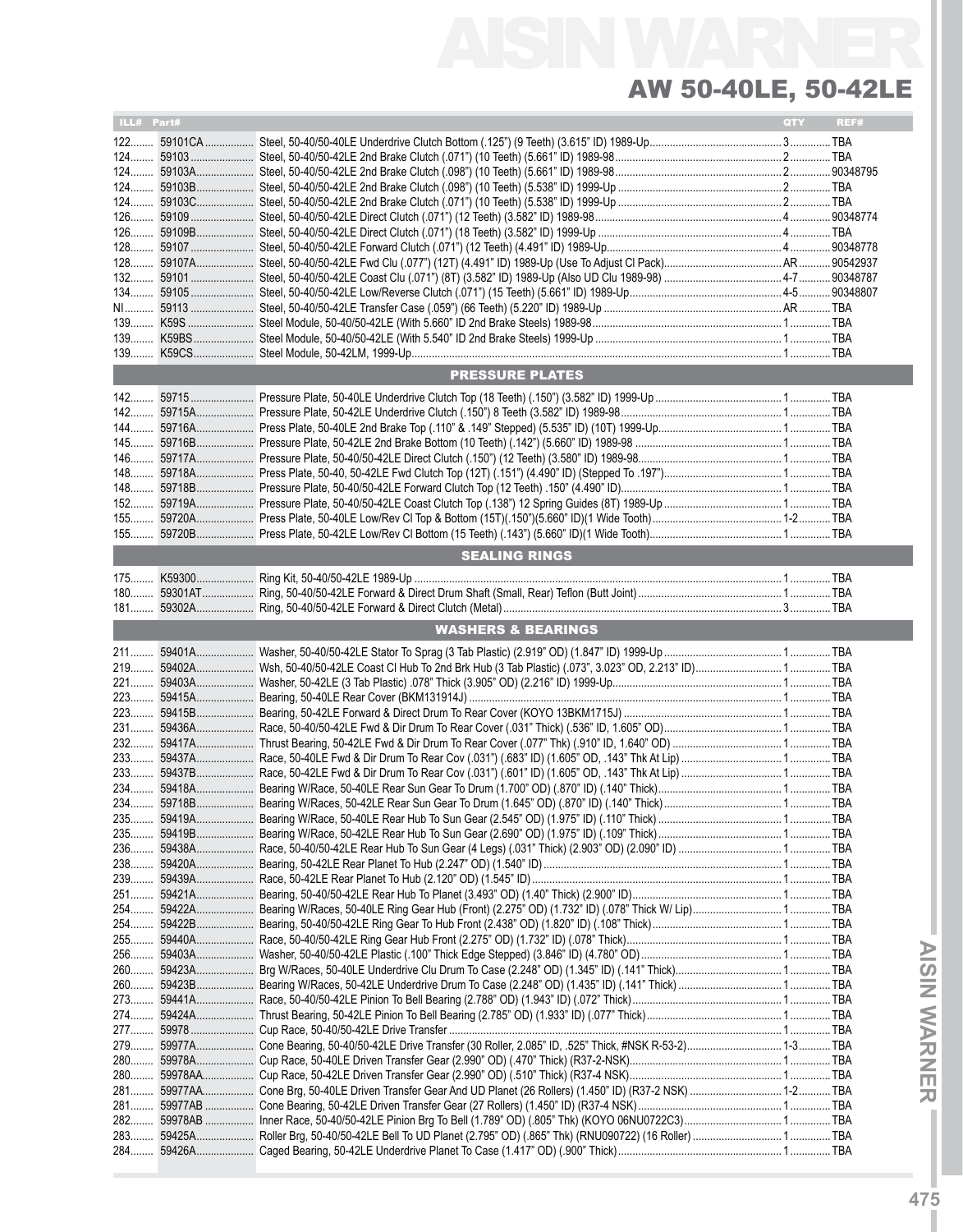# AISIN WARNER

## AW 50-40LE, 50-42LE

| ILL# | Part# | Description | QTY | REF# |
|---|---|---|---|---|
| 122 | 59101CA | Steel, 50-40/50-40LE Underdrive Clutch Bottom (.125") (9 Teeth) (3.615" ID) 1989-Up | 3 | TBA |
| 124 | 59103 | Steel, 50-40/50-42LE 2nd Brake Clutch (.071") (10 Teeth) (5.661" ID) 1989-98 | 2 | TBA |
| 124 | 59103A | Steel, 50-40/50-42LE 2nd Brake Clutch (.098") (10 Teeth) (5.661" ID) 1989-98 | 2 | 90348795 |
| 124 | 59103B | Steel, 50-40/50-42LE 2nd Brake Clutch (.098") (10 Teeth) (5.538" ID) 1999-Up | 2 | TBA |
| 124 | 59103C | Steel, 50-40/50-42LE 2nd Brake Clutch (.071") (10 Teeth) (5.538" ID) 1999-Up | 2 | TBA |
| 126 | 59109 | Steel, 50-40/50-42LE Direct Clutch (.071") (12 Teeth) (3.582" ID) 1989-98 | 4 | 90348774 |
| 126 | 59109B | Steel, 50-40/50-42LE Direct Clutch (.071") (18 Teeth) (3.582" ID) 1999-Up | 4 | TBA |
| 128 | 59107 | Steel, 50-40/50-42LE Forward Clutch (.071") (12 Teeth) (4.491" ID) 1989-Up | 4 | 90348778 |
| 128 | 59107A | Steel, 50-40/50-42LE Fwd Clu (.077") (12T) (4.491" ID) 1989-Up (Use To Adjust Cl Pack) | AR | 90542937 |
| 132 | 59101 | Steel, 50-40/50-42LE Coast Clu (.071") (8T) (3.582" ID) 1989-Up (Also UD Clu 1989-98) | 4-7 | 90348787 |
| 134 | 59105 | Steel, 50-40/50-42LE Low/Reverse Clutch (.071") (15 Teeth) (5.661" ID) 1989-Up | 4-5 | 90348807 |
| NI | 59113 | Steel, 50-40/50-42LE Transfer Case (.059") (66 Teeth) (5.220" ID) 1989-Up | AR | TBA |
| 139 | K59S | Steel Module, 50-40/50-42LE (With 5.660" ID 2nd Brake Steels) 1989-98 | 1 | TBA |
| 139 | K59BS | Steel Module, 50-40/50-42LE (With 5.540" ID 2nd Brake Steels) 1999-Up | 1 | TBA |
| 139 | K59CS | Steel Module, 50-42LM, 1999-Up | 1 | TBA |
| | | **PRESSURE PLATES** | | |
| 142 | 59715 | Pressure Plate, 50-40LE Underdrive Clutch Top (18 Teeth) (.150") (3.582" ID) 1999-Up | 1 | TBA |
| 142 | 59715A | Pressure Plate, 50-42LE Underdrive Clutch (.150") 8 Teeth (3.582" ID) 1989-98 | 1 | TBA |
| 144 | 59716A | Press Plate, 50-40LE 2nd Brake Top (.110" & .149" Stepped) (5.535" ID) (10T) 1999-Up | 1 | TBA |
| 145 | 59716B | Pressure Plate, 50-42LE 2nd Brake Bottom (10 Teeth) (.142") (5.660" ID) 1989-98 | 1 | TBA |
| 146 | 59717A | Pressure Plate, 50-40/50-42LE Direct Clutch (.150") (12 Teeth) (3.580" ID) 1989-98 | 1 | TBA |
| 148 | 59718A | Press Plate, 50-40, 50-42LE Fwd Clutch Top (12T) (.151") (4.490" ID) (Stepped To .197") | 1 | TBA |
| 148 | 59718B | Pressure Plate, 50-40/50-42LE Forward Clutch Top (12 Teeth) .150" (4.490" ID) | 1 | TBA |
| 152 | 59719A | Pressure Plate, 50-40/50-42LE Coast Clutch Top (.138") 12 Spring Guides (8T) 1989-Up | 1 | TBA |
| 155 | 59720A | Press Plate, 50-40LE Low/Rev Cl Top & Bottom (15T)(.150")(5.660" ID)(1 Wide Tooth) | 1-2 | TBA |
| 155 | 59720B | Press Plate, 50-42LE Low/Rev Cl Bottom (15 Teeth) (.143") (5.660" ID)(1 Wide Tooth) | 1 | TBA |
| | | **SEALING RINGS** | | |
| 175 | K59300 | Ring Kit, 50-40/50-42LE 1989-Up | 1 | TBA |
| 180 | 59301AT | Ring, 50-40/50-42LE Forward & Direct Drum Shaft (Small, Rear) Teflon (Butt Joint) | 1 | TBA |
| 181 | 59302A | Ring, 50-40/50-42LE Forward & Direct Clutch (Metal) | 3 | TBA |
| | | **WASHERS & BEARINGS** | | |
| 211 | 59401A | Washer, 50-40/50-42LE Stator To Sprag (3 Tab Plastic) (2.919" OD) (1.847" ID) 1999-Up | 1 | TBA |
| 219 | 59402A | Wsh, 50-40/50-42LE Coast Cl Hub To 2nd Brk Hub (3 Tab Plastic) (.073", 3.023" OD, 2.213" ID) | 1 | TBA |
| 221 | 59403A | Washer, 50-42LE (3 Tab Plastic) .078" Thick (3.905" OD) (2.216" ID) 1999-Up | 1 | TBA |
| 223 | 59415A | Bearing, 50-40LE Rear Cover (BKM131914J) | 1 | TBA |
| 223 | 59415B | Bearing, 50-42LE Forward & Direct Drum To Rear Cover (KOYO 13BKM1715J) | 1 | TBA |
| 231 | 59436A | Race, 50-40/50-42LE Fwd & Dir Drum To Rear Cover (.031" Thick) (.536" ID, 1.605" OD) | 1 | TBA |
| 232 | 59417A | Thrust Bearing, 50-42LE Fwd & Dir Drum To Rear Cover (.077" Thk) (.910" ID, 1.640" OD) | 1 | TBA |
| 233 | 59437A | Race, 50-40LE Fwd & Dir Drum To Rear Cov (.031") (.683" ID) (1.605" OD, .143" Thk At Lip) | 1 | TBA |
| 233 | 59437B | Race, 50-42LE Fwd & Dir Drum To Rear Cov (.031") (.601" ID) (1.605" OD, .143" Thk At Lip) | 1 | TBA |
| 234 | 59418A | Bearing W/Race, 50-40LE Rear Sun Gear To Drum (1.700" OD) (.870" ID) (.140" Thick) | 1 | TBA |
| 234 | 59718B | Bearing W/Races, 50-42LE Rear Sun Gear To Drum (1.645" OD) (.870" ID) (.140" Thick) | 1 | TBA |
| 235 | 59419A | Bearing W/Race, 50-40LE Rear Hub To Sun Gear (2.545" OD) (1.975" ID) (.110" Thick) | 1 | TBA |
| 235 | 59419B | Bearing W/Race, 50-42LE Rear Hub To Sun Gear (2.690" OD) (1.975" ID) (.109" Thick) | 1 | TBA |
| 236 | 59438A | Race, 50-40/50-42LE Rear Hub To Sun Gear (4 Legs) (.031" Thick) (2.903" OD) (2.090" ID) | 1 | TBA |
| 238 | 59420A | Bearing, 50-42LE Rear Planet To Hub (2.247" OD) (1.540" ID) | 1 | TBA |
| 239 | 59439A | Race, 50-42LE Rear Planet To Hub (2.120" OD) (1.545" ID) | 1 | TBA |
| 251 | 59421A | Bearing, 50-40/50-42LE Rear Hub To Planet (3.493" OD) (1.40" Thick) (2.900" ID) | 1 | TBA |
| 254 | 59422A | Bearing W/Races, 50-40LE Ring Gear Hub (Front) (2.275" OD) (1.732" ID) (.078" Thick W/ Lip) | 1 | TBA |
| 254 | 59422B | Bearing, 50-40/50-42LE Ring Gear To Hub Front (2.438" OD) (1.820" ID) (.108" Thick) | 1 | TBA |
| 255 | 59440A | Race, 50-40/50-42LE Ring Gear Hub Front (2.275" OD) (1.732" ID) (.078" Thick) | 1 | TBA |
| 256 | 59403A | Washer, 50-40/50-42LE Plastic (.100" Thick Edge Stepped) (3.846" ID) (4.780" OD) | 1 | TBA |
| 260 | 59423A | Brg W/Races, 50-40LE Underdrive Clu Drum To Case (2.248" OD) (1.345" ID) (.141" Thick) | 1 | TBA |
| 260 | 59423B | Bearing W/Races, 50-42LE Underdrive Drum To Case (2.248" OD) (1.435" ID) (.141" Thick) | 1 | TBA |
| 273 | 59441A | Race, 50-40/50-42LE Pinion To Bell Bearing (2.788" OD) (1.943" ID) (.072" Thick) | 1 | TBA |
| 274 | 59424A | Thrust Bearing, 50-40/50-42LE Pinion To Bell Bearing (2.785" OD) (1.933" ID) (.077" Thick) | 1 | TBA |
| 277 | 59978 | Cup Race, 50-40/50-42LE Drive Transfer | 1 | TBA |
| 279 | 59977A | Cone Bearing, 50-40/50-42LE Drive Transfer (30 Roller, 2.085" ID, .525" Thick, #NSK R-53-2) | 1-3 | TBA |
| 280 | 59978A | Cup Race, 50-40LE Driven Transfer Gear (2.990" OD) (.470" Thick) (R37-2-NSK) | 1 | TBA |
| 280 | 59978AA | Cup Race, 50-42LE Driven Transfer Gear (2.990" OD) (.510" Thick) (R37-4 NSK) | 1 | TBA |
| 281 | 59977AA | Cone Brg, 50-40LE Driven Transfer Gear And UD Planet (26 Rollers) (1.450" ID) (R37-2 NSK) | 1-2 | TBA |
| 281 | 59977AB | Cone Bearing, 50-42LE Driven Transfer Gear (27 Rollers) (1.450" ID) (R37-4 NSK) | 1 | TBA |
| 282 | 59978AB | Inner Race, 50-40/50-42LE Pinion Brg To Bell (1.789" OD) (.805" Thk) (KOYO 06NU0722C3) | 1 | TBA |
| 283 | 59425A | Roller Brg, 50-40/50-42LE Bell To UD Planet (2.795" OD) (.865" Thk) (RNU090722) (16 Roller) | 1 | TBA |
| 284 | 59426A | Caged Bearing, 50-42LE Underdrive Planet To Case (1.417" OD) (.900" Thick) | 1 | TBA |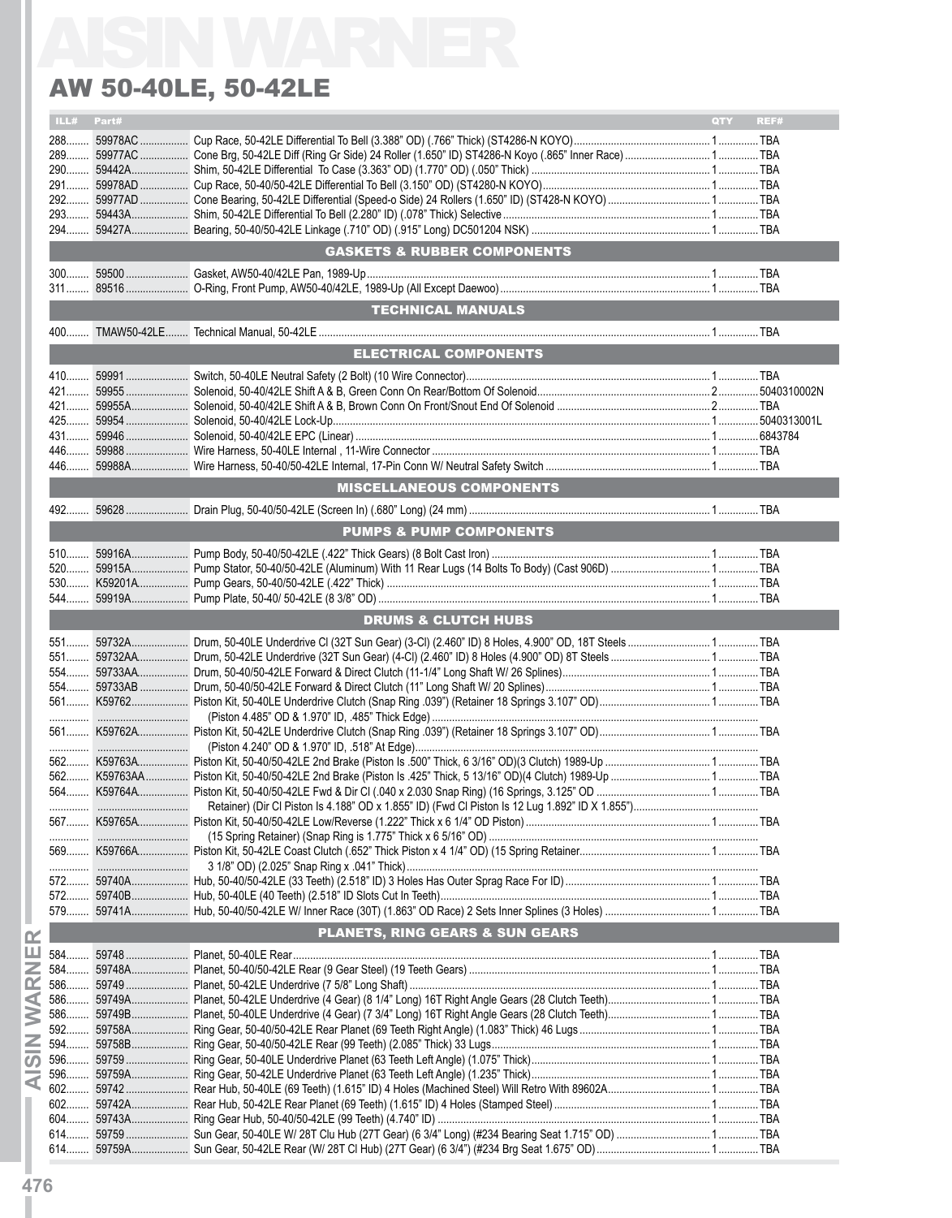# AW 50-40LE, 50-42LE

| ILL# | Part# | Description | QTY | REF# |
|---|---|---|---|---|
| 288 | 59978AC | Cup Race, 50-42LE Differential To Bell (3.388" OD) (.766" Thick) (ST4286-N KOYO) | 1 | TBA |
| 289 | 59977AC | Cone Brg, 50-42LE Diff (Ring Gr Side) 24 Roller (1.650" ID) ST4286-N Koyo (.865" Inner Race) | 1 | TBA |
| 290 | 59442A | Shim, 50-42LE Differential To Case (3.363" OD) (1.770" OD) (.050" Thick) | 1 | TBA |
| 291 | 59978AD | Cup Race, 50-40/50-42LE Differential To Bell (3.150" OD) (ST4280-N KOYO) | 1 | TBA |
| 292 | 59977AD | Cone Bearing, 50-42LE Differential (Speed-o Side) 24 Rollers (1.650" ID) (ST428-N KOYO) | 1 | TBA |
| 293 | 59443A | Shim, 50-42LE Differential To Bell (2.280" ID) (.078" Thick) Selective | 1 | TBA |
| 294 | 59427A | Bearing, 50-40/50-42LE Linkage (.710" OD) (.915" Long) DC501204 NSK) | 1 | TBA |
| | | **GASKETS & RUBBER COMPONENTS** | | |
| 300 | 59500 | Gasket, AW50-40/42LE Pan, 1989-Up | 1 | TBA |
| 311 | 89516 | O-Ring, Front Pump, AW50-40/42LE, 1989-Up (All Except Daewoo) | 1 | TBA |
| | | **TECHNICAL MANUALS** | | |
| 400 | TMAW50-42LE | Technical Manual, 50-42LE | 1 | TBA |
| | | **ELECTRICAL COMPONENTS** | | |
| 410 | 59991 | Switch, 50-40LE Neutral Safety (2 Bolt) (10 Wire Connector) | 1 | TBA |
| 421 | 59955 | Solenoid, 50-40/42LE Shift A & B, Green Conn On Rear/Bottom Of Solenoid | 2 | 5040310002N |
| 421 | 59955A | Solenoid, 50-40/42LE Shift A & B, Brown Conn On Front/Snout End Of Solenoid | 2 | TBA |
| 425 | 59954 | Solenoid, 50-40/42LE Lock-Up | 1 | 5040313001L |
| 431 | 59946 | Solenoid, 50-40/42LE EPC (Linear) | 1 | 6843784 |
| 446 | 59988 | Wire Harness, 50-40LE Internal , 11-Wire Connector | 1 | TBA |
| 446 | 59988A | Wire Harness, 50-40/50-42LE Internal, 17-Pin Conn W/ Neutral Safety Switch | 1 | TBA |
| | | **MISCELLANEOUS COMPONENTS** | | |
| 492 | 59628 | Drain Plug, 50-40/50-42LE (Screen In) (.680" Long) (24 mm) | 1 | TBA |
| | | **PUMPS & PUMP COMPONENTS** | | |
| 510 | 59916A | Pump Body, 50-40/50-42LE (.422" Thick Gears) (8 Bolt Cast Iron) | 1 | TBA |
| 520 | 59915A | Pump Stator, 50-40/50-42LE (Aluminum) With 11 Rear Lugs (14 Bolts To Body) (Cast 906D) | 1 | TBA |
| 530 | K59201A | Pump Gears, 50-40/50-42LE (.422" Thick) | 1 | TBA |
| 544 | 59919A | Pump Plate, 50-40/ 50-42LE (8 3/8" OD) | 1 | TBA |
| | | **DRUMS & CLUTCH HUBS** | | |
| 551 | 59732A | Drum, 50-40LE Underdrive Cl (32T Sun Gear) (3-Cl) (2.460" ID) 8 Holes, 4.900" OD, 18T Steels | 1 | TBA |
| 551 | 59732AA | Drum, 50-42LE Underdrive (32T Sun Gear) (4-Cl) (2.460" ID) 8 Holes (4.900" OD) 8T Steels | 1 | TBA |
| 554 | 59733AA | Drum, 50-40/50-42LE Forward & Direct Clutch (11-1/4" Long Shaft W/ 26 Splines) | 1 | TBA |
| 554 | 59733AB | Drum, 50-40/50-42LE Forward & Direct Clutch (11" Long Shaft W/ 20 Splines) | 1 | TBA |
| 561 | K59762 | Piston Kit, 50-40LE Underdrive Clutch (Snap Ring .039") (Retainer 18 Springs 3.107" OD) (Piston 4.485" OD & 1.970" ID, .485" Thick Edge) | 1 | TBA |
| 561 | K59762A | Piston Kit, 50-42LE Underdrive Clutch (Snap Ring .039") (Retainer 18 Springs 3.107" OD) (Piston 4.240" OD & 1.970" ID, .518" At Edge) | 1 | TBA |
| 562 | K59763A | Piston Kit, 50-40/50-42LE 2nd Brake (Piston Is .500" Thick, 6 3/16" OD)(3 Clutch) 1989-Up | 1 | TBA |
| 562 | K59763AA | Piston Kit, 50-40/50-42LE 2nd Brake (Piston Is .425" Thick, 5 13/16" OD)(4 Clutch) 1989-Up | 1 | TBA |
| 564 | K59764A | Piston Kit, 50-40/50-42LE Fwd & Dir Cl (.040 x 2.030 Snap Ring) (16 Springs, 3.125" OD Retainer) (Dir Cl Piston Is 4.188" OD x 1.855" ID) (Fwd Cl Piston Is 12 Lug 1.892" ID X 1.855") | 1 | TBA |
| 567 | K59765A | Piston Kit, 50-40/50-42LE Low/Reverse (1.222" Thick x 6 1/4" OD Piston) (15 Spring Retainer) (Snap Ring is 1.775" Thick x 6 5/16" OD) | 1 | TBA |
| 569 | K59766A | Piston Kit, 50-42LE Coast Clutch (.652" Thick Piston x 4 1/4" OD) (15 Spring Retainer 3 1/8" OD) (2.025" Snap Ring x .041" Thick) | 1 | TBA |
| 572 | 59740A | Hub, 50-40/50-42LE (33 Teeth) (2.518" ID) 3 Holes Has Outer Sprag Race For ID) | 1 | TBA |
| 572 | 59740B | Hub, 50-40LE (40 Teeth) (2.518" ID Slots Cut In Teeth) | 1 | TBA |
| 579 | 59741A | Hub, 50-40/50-42LE W/ Inner Race (30T) (1.863" OD Race) 2 Sets Inner Splines (3 Holes) | 1 | TBA |
| | | **PLANETS, RING GEARS & SUN GEARS** | | |
| 584 | 59748 | Planet, 50-40LE Rear | 1 | TBA |
| 584 | 59748A | Planet, 50-40/50-42LE Rear (9 Gear Steel) (19 Teeth Gears) | 1 | TBA |
| 586 | 59749 | Planet, 50-42LE Underdrive (7 5/8" Long Shaft) | 1 | TBA |
| 586 | 59749A | Planet, 50-42LE Underdrive (4 Gear) (8 1/4" Long) 16T Right Angle Gears (28 Clutch Teeth) | 1 | TBA |
| 586 | 59749B | Planet, 50-40LE Underdrive (4 Gear) (7 3/4" Long) 16T Right Angle Gears (28 Clutch Teeth) | 1 | TBA |
| 592 | 59758A | Ring Gear, 50-40/50-42LE Rear Planet (69 Teeth Right Angle) (1.083" Thick) 46 Lugs | 1 | TBA |
| 594 | 59758B | Ring Gear, 50-40/50-42LE Rear (99 Teeth) (2.085" Thick) 33 Lugs | 1 | TBA |
| 596 | 59759 | Ring Gear, 50-40LE Underdrive Planet (63 Teeth Left Angle) (1.075" Thick) | 1 | TBA |
| 596 | 59759A | Ring Gear, 50-42LE Underdrive Planet (63 Teeth Left Angle) (1.235" Thick) | 1 | TBA |
| 602 | 59742 | Rear Hub, 50-40LE (69 Teeth) (1.615" ID) 4 Holes (Machined Steel) Will Retro With 89602A | 1 | TBA |
| 602 | 59742A | Rear Hub, 50-42LE Rear Planet (69 Teeth) (1.615" ID) 4 Holes (Stamped Steel) | 1 | TBA |
| 604 | 59743A | Ring Gear Hub, 50-40/50-42LE (99 Teeth) (4.740" ID) | 1 | TBA |
| 614 | 59759 | Sun Gear, 50-40LE W/ 28T Clu Hub (27T Gear) (6 3/4" Long) (#234 Bearing Seat 1.715" OD) | 1 | TBA |
| 614 | 59759A | Sun Gear, 50-42LE Rear (W/ 28T Cl Hub) (27T Gear) (6 3/4") (#234 Brg Seat 1.675" OD) | 1 | TBA |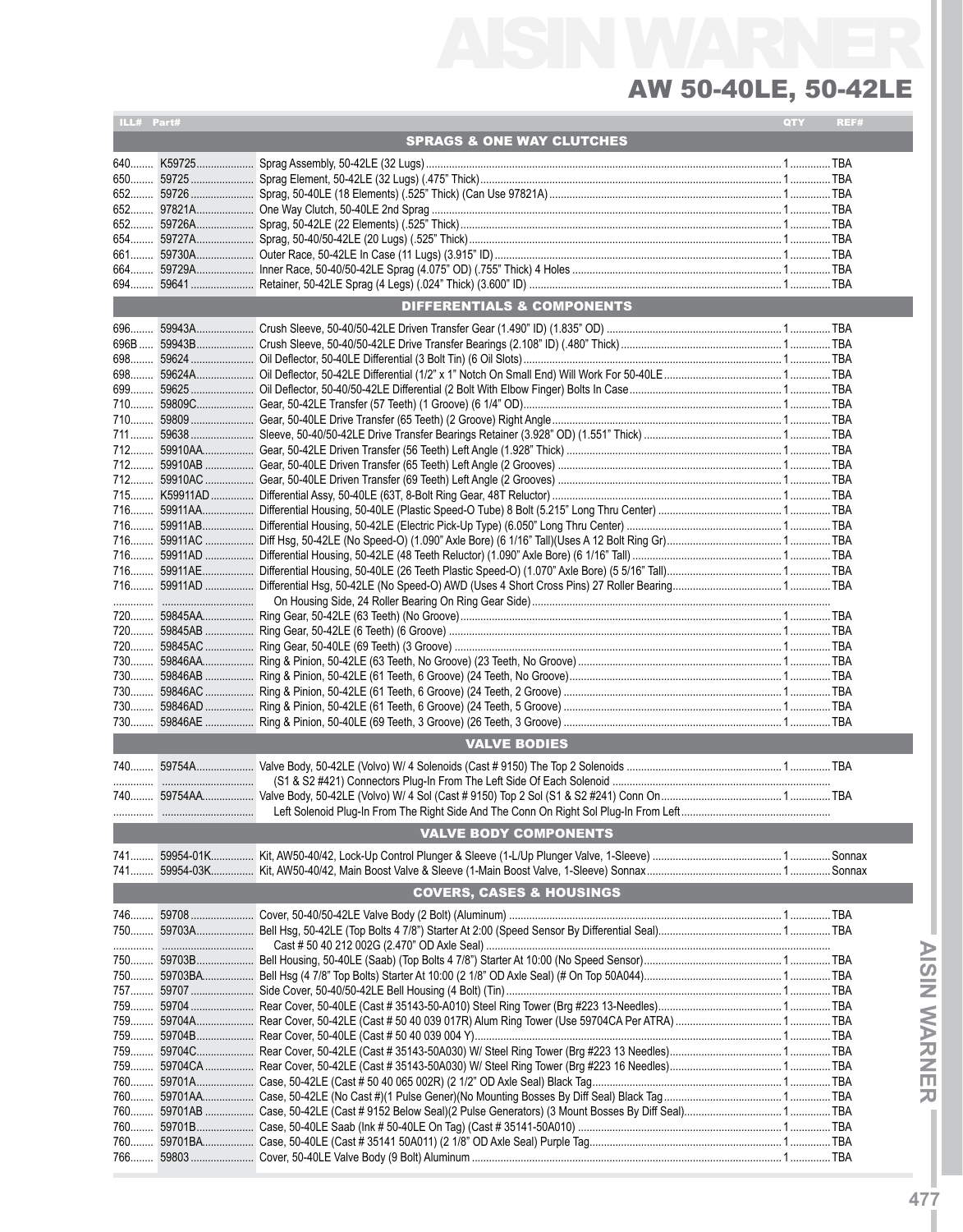# AW 50-40LE, 50-42LE

| ILL# | Part# | | QTY | REF# |
|---|---|---|---|---|
| | | **SPRAGS & ONE WAY CLUTCHES** | | |
| 640 | K59725 | Sprag Assembly, 50-42LE (32 Lugs) | 1 | TBA |
| 650 | 59725 | Sprag Element, 50-42LE (32 Lugs) (.475" Thick) | 1 | TBA |
| 652 | 59726 | Sprag, 50-40LE (18 Elements) (.525" Thick) (Can Use 97821A) | 1 | TBA |
| 652 | 97821A | One Way Clutch, 50-40LE 2nd Sprag | 1 | TBA |
| 652 | 59726A | Sprag, 50-42LE (22 Elements) (.525" Thick) | 1 | TBA |
| 654 | 59727A | Sprag, 50-40/50-42LE (20 Lugs) (.525" Thick) | 1 | TBA |
| 661 | 59730A | Outer Race, 50-42LE In Case (11 Lugs) (3.915" ID) | 1 | TBA |
| 664 | 59729A | Inner Race, 50-40/50-42LE Sprag (4.075" OD) (.755" Thick) 4 Holes | 1 | TBA |
| 694 | 59641 | Retainer, 50-42LE Sprag (4 Legs) (.024" Thick) (3.600" ID) | 1 | TBA |
| | | **DIFFERENTIALS & COMPONENTS** | | |
| 696 | 59943A | Crush Sleeve, 50-40/50-42LE Driven Transfer Gear (1.490" ID) (1.835" OD) | 1 | TBA |
| 696B | 59943B | Crush Sleeve, 50-40/50-42LE Drive Transfer Bearings (2.108" ID) (.480" Thick) | 1 | TBA |
| 698 | 59624 | Oil Deflector, 50-40LE Differential (3 Bolt Tin) (6 Oil Slots) | 1 | TBA |
| 698 | 59624A | Oil Deflector, 50-42LE Differential (1/2" x 1" Notch On Small End) Will Work For 50-40LE | 1 | TBA |
| 699 | 59625 | Oil Deflector, 50-40/50-42LE Differential (2 Bolt With Elbow Finger) Bolts In Case | 1 | TBA |
| 710 | 59809C | Gear, 50-42LE Transfer (57 Teeth) (1 Groove) (6 1/4" OD) | 1 | TBA |
| 710 | 59809 | Gear, 50-40LE Drive Transfer (65 Teeth) (2 Groove) Right Angle | 1 | TBA |
| 711 | 59638 | Sleeve, 50-40/50-42LE Drive Transfer Bearings Retainer (3.928" OD) (1.551" Thick) | 1 | TBA |
| 712 | 59910AA | Gear, 50-42LE Driven Transfer (56 Teeth) Left Angle (1.928" Thick) | 1 | TBA |
| 712 | 59910AB | Gear, 50-40LE Driven Transfer (65 Teeth) Left Angle (2 Grooves) | 1 | TBA |
| 712 | 59910AC | Gear, 50-40LE Driven Transfer (69 Teeth) Left Angle (2 Grooves) | 1 | TBA |
| 715 | K59911AD | Differential Assy, 50-40LE (63T, 8-Bolt Ring Gear, 48T Reluctor) | 1 | TBA |
| 716 | 59911AA | Differential Housing, 50-40LE (Plastic Speed-O Tube) 8 Bolt (5.215" Long Thru Center) | 1 | TBA |
| 716 | 59911AB | Differential Housing, 50-42LE (Electric Pick-Up Type) (6.050" Long Thru Center) | 1 | TBA |
| 716 | 59911AC | Diff Hsg, 50-42LE (No Speed-O) (1.090" Axle Bore) (6 1/16" Tall)(Uses A 12 Bolt Ring Gr) | 1 | TBA |
| 716 | 59911AD | Differential Housing, 50-42LE (48 Teeth Reluctor) (1.090" Axle Bore) (6 1/16" Tall) | 1 | TBA |
| 716 | 59911AE | Differential Housing, 50-40LE (26 Teeth Plastic Speed-O) (1.070" Axle Bore) (5 5/16" Tall) | 1 | TBA |
| 716 | 59911AD | Differential Hsg, 50-42LE (No Speed-O) AWD (Uses 4 Short Cross Pins) 27 Roller Bearing | 1 | TBA |
| | | On Housing Side, 24 Roller Bearing On Ring Gear Side) | | |
| 720 | 59845AA | Ring Gear, 50-42LE (63 Teeth) (No Groove) | 1 | TBA |
| 720 | 59845AB | Ring Gear, 50-42LE (6 Teeth) (6 Groove) | 1 | TBA |
| 720 | 59845AC | Ring Gear, 50-40LE (69 Teeth) (3 Groove) | 1 | TBA |
| 730 | 59846AA | Ring & Pinion, 50-42LE (63 Teeth, No Groove) (23 Teeth, No Groove) | 1 | TBA |
| 730 | 59846AB | Ring & Pinion, 50-42LE (61 Teeth, 6 Groove) (24 Teeth, No Groove) | 1 | TBA |
| 730 | 59846AC | Ring & Pinion, 50-42LE (61 Teeth, 6 Groove) (24 Teeth, 2 Groove) | 1 | TBA |
| 730 | 59846AD | Ring & Pinion, 50-42LE (61 Teeth, 6 Groove) (24 Teeth, 5 Groove) | 1 | TBA |
| 730 | 59846AE | Ring & Pinion, 50-40LE (69 Teeth, 3 Groove) (26 Teeth, 3 Groove) | 1 | TBA |
| | | **VALVE BODIES** | | |
| 740 | 59754A | Valve Body, 50-42LE (Volvo) W/ 4 Solenoids (Cast # 9150) The Top 2 Solenoids | 1 | TBA |
| | | (S1 & S2 #421) Connectors Plug-In From The Left Side Of Each Solenoid | | |
| 740 | 59754AA | Valve Body, 50-42LE (Volvo) W/ 4 Sol (Cast # 9150) Top 2 Sol (S1 & S2 #241) Conn On | 1 | TBA |
| | | Left Solenoid Plug-In From The Right Side And The Conn On Right Sol Plug-In From Left | | |
| | | **VALVE BODY COMPONENTS** | | |
| 741 | 59954-01K | Kit, AW50-40/42, Lock-Up Control Plunger & Sleeve (1-L/Up Plunger Valve, 1-Sleeve) | 1 | Sonnax |
| 741 | 59954-03K | Kit, AW50-40/42, Main Boost Valve & Sleeve (1-Main Boost Valve, 1-Sleeve) Sonnax | 1 | Sonnax |
| | | **COVERS, CASES & HOUSINGS** | | |
| 746 | 59708 | Cover, 50-40/50-42LE Valve Body (2 Bolt) (Aluminum) | 1 | TBA |
| 750 | 59703A | Bell Hsg, 50-42LE (Top Bolts 4 7/8") Starter At 2:00 (Speed Sensor By Differential Seal) | 1 | TBA |
| | | Cast # 50 40 212 002G (2.470" OD Axle Seal) | | |
| 750 | 59703B | Bell Housing, 50-40LE (Saab) (Top Bolts 4 7/8") Starter At 10:00 (No Speed Sensor) | 1 | TBA |
| 750 | 59703BA | Bell Hsg (4 7/8" Top Bolts) Starter At 10:00 (2 1/8" OD Axle Seal) (# On Top 50A044) | 1 | TBA |
| 757 | 59707 | Side Cover, 50-40/50-42LE Bell Housing (4 Bolt) (Tin) | 1 | TBA |
| 759 | 59704 | Rear Cover, 50-40LE (Cast # 35143-50-A010) Steel Ring Tower (Brg #223 13-Needles) | 1 | TBA |
| 759 | 59704A | Rear Cover, 50-42LE (Cast # 50 40 039 017R) Alum Ring Tower (Use 59704CA Per ATRA) | 1 | TBA |
| 759 | 59704B | Rear Cover, 50-40LE (Cast # 50 40 039 004 Y) | 1 | TBA |
| 759 | 59704C | Rear Cover, 50-42LE (Cast # 35143-50A030) W/ Steel Ring Tower (Brg #223 13 Needles) | 1 | TBA |
| 759 | 59704CA | Rear Cover, 50-42LE (Cast # 35143-50A030) W/ Steel Ring Tower (Brg #223 16 Needles) | 1 | TBA |
| 760 | 59701A | Case, 50-42LE (Cast # 50 40 065 002R) (2 1/2" OD Axle Seal) Black Tag | 1 | TBA |
| 760 | 59701AA | Case, 50-42LE (No Cast #)(1 Pulse Gener)(No Mounting Bosses By Diff Seal) Black Tag | 1 | TBA |
| 760 | 59701AB | Case, 50-42LE (Cast # 9152 Below Seal)(2 Pulse Generators) (3 Mount Bosses By Diff Seal) | 1 | TBA |
| 760 | 59701B | Case, 50-40LE Saab (Ink # 50-40LE On Tag) (Cast # 35141-50A010) | 1 | TBA |
| 760 | 59701BA | Case, 50-40LE (Cast # 35141 50A011) (2 1/8" OD Axle Seal) Purple Tag | 1 | TBA |
| 766 | 59803 | Cover, 50-40LE Valve Body (9 Bolt) Aluminum | 1 | TBA |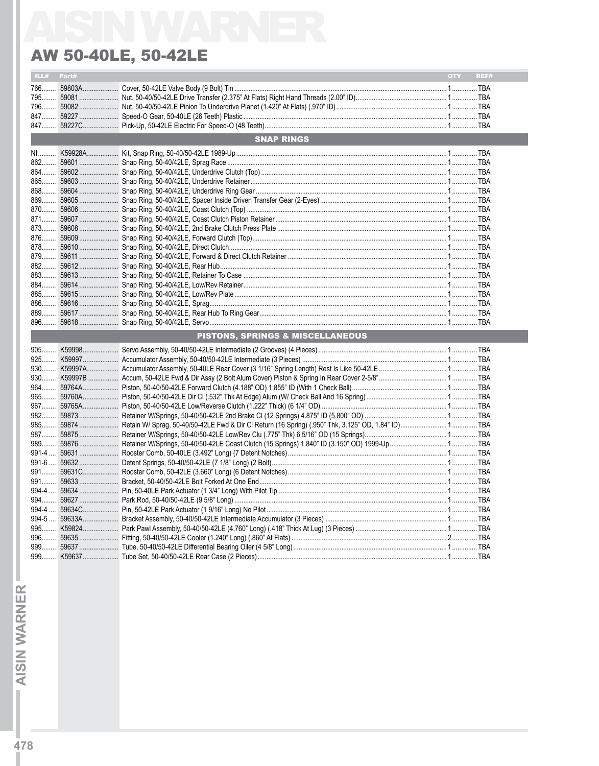# AW 50-40LE, 50-42LE

| ILL# | Part# | | QTY | REF# |
|---|---|---|---|---|
| 766 | 59803A | Cover, 50-42LE Valve Body (9 Bolt) Tin | 1 | TBA |
| 795 | 59081 | Nut, 50-40/50-42LE Drive Transfer (2.375" At Flats) Right Hand Threads (2.00" ID) | 1 | TBA |
| 796 | 59082 | Nut, 50-40/50-42LE Pinion To Underdrive Planet (1.420" At Flats) (.970" ID) | 1 | TBA |
| 847 | 59227 | Speed-O Gear, 50-40LE (26 Teeth) Plastic | 1 | TBA |
| 847 | 59227C | Pick-Up, 50-42LE Electric For Speed-O (48 Teeth) | 1 | TBA |
| **SNAP RINGS** | | | | |
| NI | K59928A | Kit, Snap Ring, 50-40/50-42LE 1989-Up | 1 | TBA |
| 862 | 59601 | Snap Ring, 50-40/42LE, Sprag Race | 1 | TBA |
| 864 | 59602 | Snap Ring, 50-40/42LE, Underdrive Clutch (Top) | 1 | TBA |
| 865 | 59603 | Snap Ring, 50-40/42LE, Underdrive Retainer | 1 | TBA |
| 868 | 59604 | Snap Ring, 50-40/42LE, Underdrive Ring Gear | 1 | TBA |
| 869 | 59605 | Snap Ring, 50-40/42LE, Spacer Inside Driven Transfer Gear (2-Eyes) | 1 | TBA |
| 870 | 59606 | Snap Ring, 50-40/42LE, Coast Clutch (Top) | 1 | TBA |
| 871 | 59607 | Snap Ring, 50-40/42LE, Coast Clutch Piston Retainer | 1 | TBA |
| 873 | 59608 | Snap Ring, 50-40/42LE, 2nd Brake Clutch Press Plate | 1 | TBA |
| 876 | 59609 | Snap Ring, 50-40/42LE, Forward Clutch (Top) | 1 | TBA |
| 878 | 59610 | Snap Ring, 50-40/42LE, Direct Clutch | 1 | TBA |
| 879 | 59611 | Snap Ring, 50-40/42LE, Forward & Direct Clutch Retainer | 1 | TBA |
| 882 | 59612 | Snap Ring, 50-40/42LE, Rear Hub | 1 | TBA |
| 883 | 59613 | Snap Ring, 50-40/42LE, Retainer To Case | 1 | TBA |
| 884 | 59614 | Snap Ring, 50-40/42LE, Low/Rev Retainer | 1 | TBA |
| 885 | 59615 | Snap Ring, 50-40/42LE, Low/Rev Plate | 1 | TBA |
| 886 | 59616 | Snap Ring, 50-40/42LE, Sprag | 1 | TBA |
| 889 | 59617 | Snap Ring, 50-40/42LE, Rear Hub To Ring Gear | 1 | TBA |
| 896 | 59618 | Snap Ring, 50-40/42LE, Servo | 1 | TBA |
| **PISTONS, SPRINGS & MISCELLANEOUS** | | | | |
| 905 | K59998 | Servo Assembly, 50-40/50-42LE Intermediate (2 Grooves) (4 Pieces) | 1 | TBA |
| 925 | K59997 | Accumulator Assembly, 50-40/50-42LE Intermediate (3 Pieces) | 1 | TBA |
| 930 | K59997A | Accumulator Assembly, 50-40LE Rear Cover (3 1/16" Spring Length) Rest Is Like 50-42LE | 1 | TBA |
| 930 | K59997B | Accum, 50-42LE Fwd & Dir Assy (2 Bolt Alum Cover) Piston & Spring In Rear Cover 2-5/8" | 1 | TBA |
| 964 | 59764A | Piston, 50-40/50-42LE Forward Clutch (4.188" OD) 1.855" ID (With 1 Check Ball) | 1 | TBA |
| 965 | 59760A | Piston, 50-40/50-42LE Dir Cl (.532" Thk At Edge) Alum (W/ Check Ball And 16 Spring) | 1 | TBA |
| 967 | 59765A | Piston, 50-40/50-42LE Low/Reverse Clutch (1.222" Thick) (6 1/4" OD) | 1 | TBA |
| 982 | 59873 | Retainer W/Springs, 50-40/50-42LE 2nd Brake Cl (12 Springs) 4.875" ID (5.800" OD) | 1 | TBA |
| 985 | 59874 | Retain W/ Sprag, 50-40/50-42LE Fwd & Dir Cl Return (16 Spring) (.950" Thk, 3.125" OD, 1.84" ID) | 1 | TBA |
| 987 | 59875 | Retainer W/Springs, 50-40/50-42LE Low/Rev Clu (.775" Thk) 6 5/16" OD (15 Springs) | 1 | TBA |
| 989 | 59876 | Retainer W/Springs, 50-40/50-42LE Coast Clutch (15 Springs) 1.840" ID (3.150" OD) 1999-Up | 1 | TBA |
| 991-4 | 59631 | Rooster Comb, 50-40LE (3.492" Long) (7 Detent Notches) | 1 | TBA |
| 991-6 | 59632 | Detent Springs, 50-40/50-42LE (7 1/8" Long) (2 Bolt) | 1 | TBA |
| 991 | 59631C | Rooster Comb, 50-42LE (3.660" Long) (6 Detent Notches) | 1 | TBA |
| 991 | 59633 | Bracket, 50-40/50-42LE Bolt Forked At One End | 1 | TBA |
| 994-4 | 59634 | Pin, 50-40LE Park Actuator (1 3/4" Long) With Pilot Tip | 1 | TBA |
| 994 | 59627 | Park Rod, 50-40/50-42LE (9 5/8" Long) | 1 | TBA |
| 994-4 | 59634C | Pin, 50-42LE Park Actuator (1 9/16" Long) No Pilot | 1 | TBA |
| 994-5 | 59633A | Bracket Assembly, 50-40/50-42LE Intermediate Accumulator (3 Pieces) | 1 | TBA |
| 995 | K59824 | Park Pawl Assembly, 50-40/50-42LE (4.760" Long) (.418" Thick At Lug) (3 Pieces) | 1 | TBA |
| 996 | 59635 | Fitting, 50-40/50-42LE Cooler (1.240" Long) (.860" At Flats) | 2 | TBA |
| 999 | 59637 | Tube, 50-40/50-42LE Differential Bearing Oiler (4 5/8" Long) | 1 | TBA |
| 999 | K59637 | Tube Set, 50-40/50-42LE Rear Case (2 Pieces) | 1 | TBA |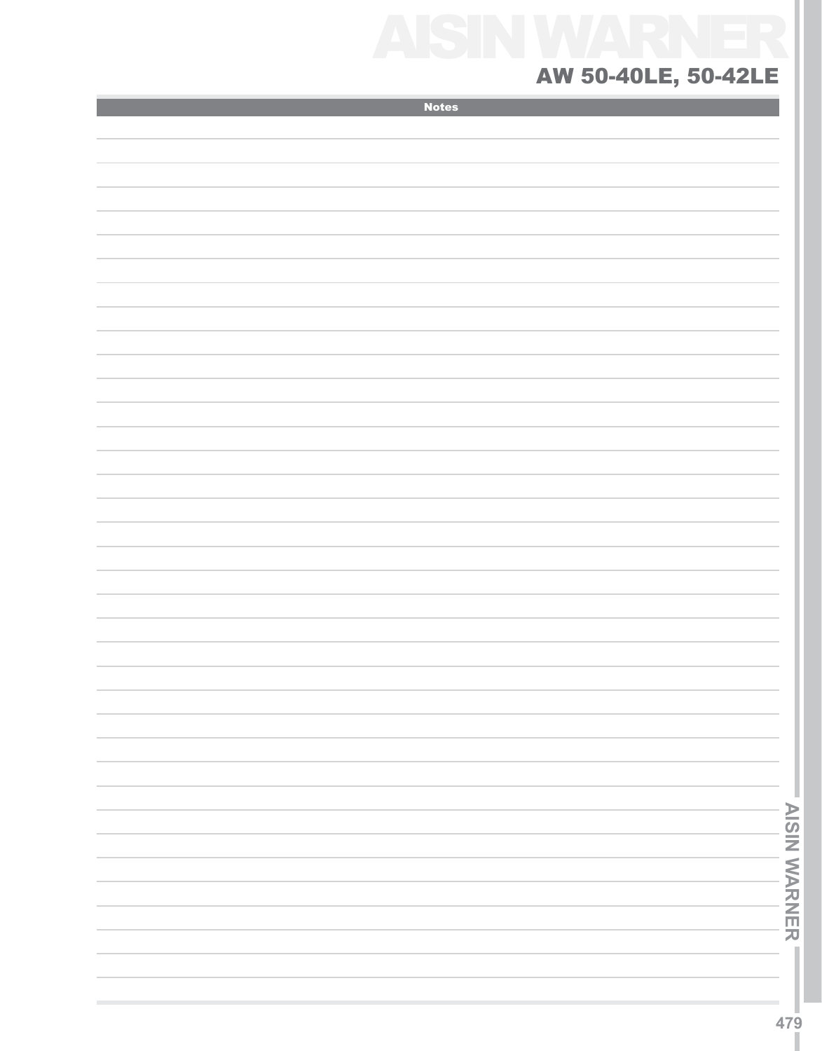## Notes